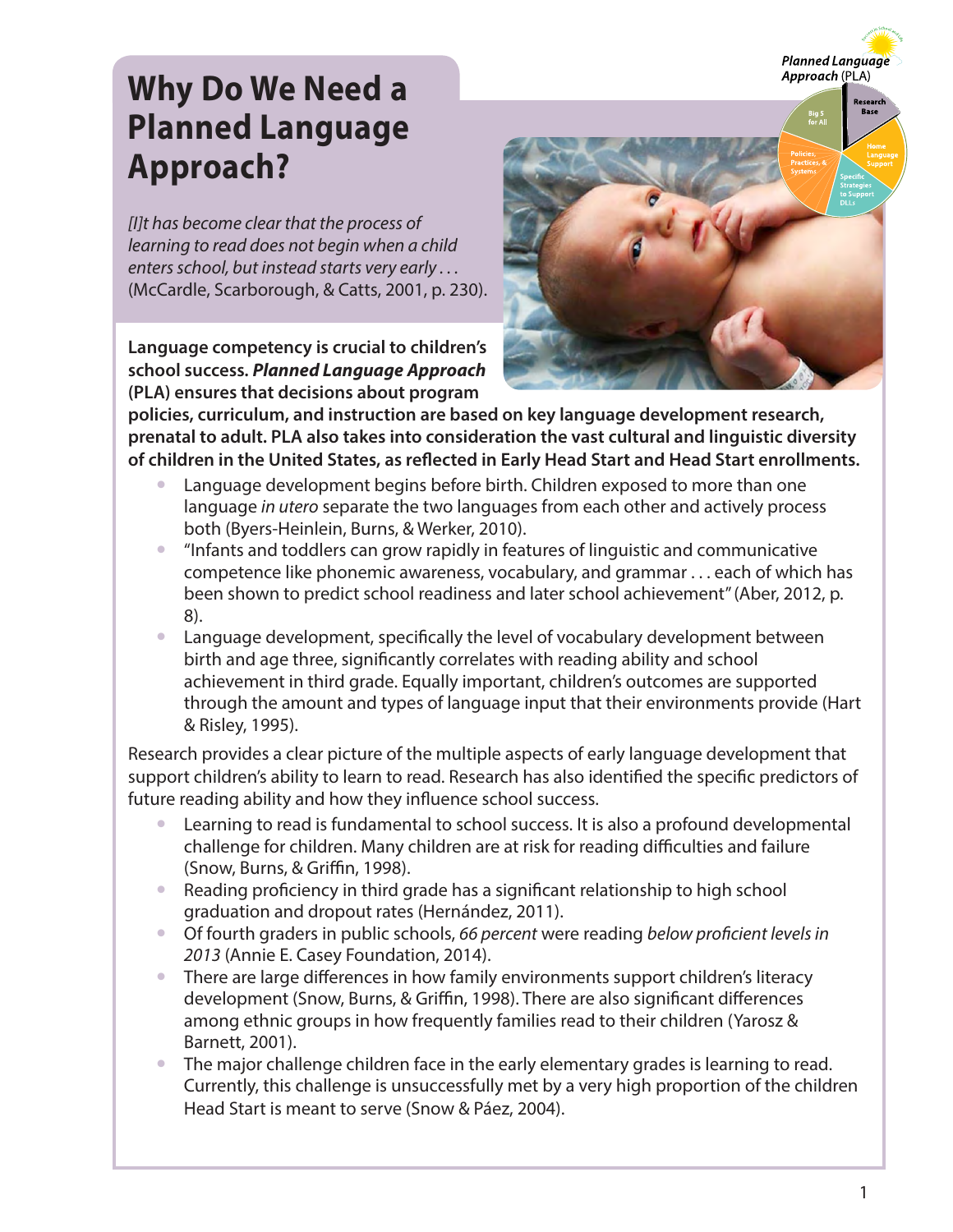# Why Do We Need a Planned Language Approach?

*[I]t has become clear that the process of learning to read does not begin when a child enters school, but instead starts very early . . .* (McCardle, Scarborough, & Catts, 2001, p. 230).

**Language competency is crucial to children's school success. *Planned Language Approach* (PLA) ensures that decisions about program policies, curriculum, and instruction are based on key language development research, prenatal to adult. PLA also takes into consideration the vast cultural and linguistic diversity of children in the United States, as reflected in Early Head Start and Head Start enrollments.**

- Language development begins before birth. Children exposed to more than one language *in utero* separate the two languages from each other and actively process both (Byers-Heinlein, Burns, & Werker, 2010).
- "Infants and toddlers can grow rapidly in features of linguistic and communicative competence like phonemic awareness, vocabulary, and grammar . . . each of which has been shown to predict school readiness and later school achievement" (Aber, 2012, p. 8).
- Language development, specifically the level of vocabulary development between birth and age three, significantly correlates with reading ability and school achievement in third grade. Equally important, children's outcomes are supported through the amount and types of language input that their environments provide (Hart & Risley, 1995).

Research provides a clear picture of the multiple aspects of early language development that support children's ability to learn to read. Research has also identified the specific predictors of future reading ability and how they influence school success.

- Learning to read is fundamental to school success. It is also a profound developmental challenge for children. Many children are at risk for reading difficulties and failure (Snow, Burns, & Griffin, 1998).
- Reading proficiency in third grade has a significant relationship to high school graduation and dropout rates (Hernández, 2011).
- Of fourth graders in public schools, *66 percent* were reading *below proficient levels in 2013* (Annie E. Casey Foundation, 2014).
- There are large differences in how family environments support children's literacy development (Snow, Burns, & Griffin, 1998). There are also significant differences among ethnic groups in how frequently families read to their children (Yarosz & Barnett, 2001).
- The major challenge children face in the early elementary grades is learning to read. Currently, this challenge is unsuccessfully met by a very high proportion of the children Head Start is meant to serve (Snow & Páez, 2004).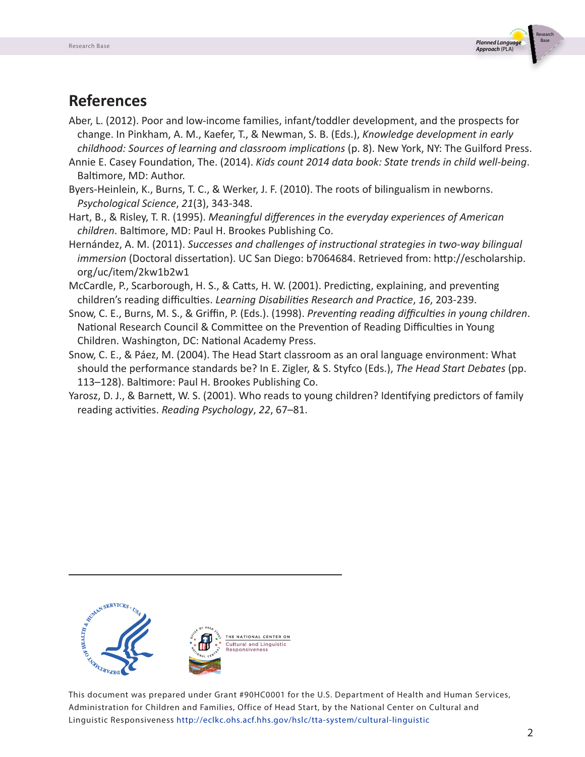## References

Aber, L. (2012). Poor and low-income families, infant/toddler development, and the prospects for change. In Pinkham, A. M., Kaefer, T., & Newman, S. B. (Eds.), *Knowledge development in early childhood: Sources of learning and classroom implications* (p. 8). New York, NY: The Guilford Press.

Annie E. Casey Foundation, The. (2014). *Kids count 2014 data book: State trends in child well-being*. Baltimore, MD: Author.

Byers-Heinlein, K., Burns, T. C., & Werker, J. F. (2010). The roots of bilingualism in newborns. *Psychological Science*, *21*(3), 343-348.

Hart, B., & Risley, T. R. (1995). *Meaningful differences in the everyday experiences of American children*. Baltimore, MD: Paul H. Brookes Publishing Co.

Hernández, A. M. (2011). *Successes and challenges of instructional strategies in two-way bilingual immersion* (Doctoral dissertation). UC San Diego: b7064684. Retrieved from: http://escholarship.org/uc/item/2kw1b2w1

McCardle, P., Scarborough, H. S., & Catts, H. W. (2001). Predicting, explaining, and preventing children's reading difficulties. *Learning Disabilities Research and Practice*, *16*, 203-239.

Snow, C. E., Burns, M. S., & Griffin, P. (Eds.). (1998). *Preventing reading difficulties in young children*. National Research Council & Committee on the Prevention of Reading Difficulties in Young Children. Washington, DC: National Academy Press.

Snow, C. E., & Páez, M. (2004). The Head Start classroom as an oral language environment: What should the performance standards be? In E. Zigler, & S. Styfco (Eds.), *The Head Start Debates* (pp. 113–128). Baltimore: Paul H. Brookes Publishing Co.

Yarosz, D. J., & Barnett, W. S. (2001). Who reads to young children? Identifying predictors of family reading activities. *Reading Psychology*, *22*, 67–81.

---

THE NATIONAL CENTER ON Cultural and Linguistic Responsiveness

This document was prepared under Grant #90HC0001 for the U.S. Department of Health and Human Services, Administration for Children and Families, Office of Head Start, by the National Center on Cultural and Linguistic Responsiveness http://eclkc.ohs.acf.hhs.gov/hslc/tta-system/cultural-linguistic